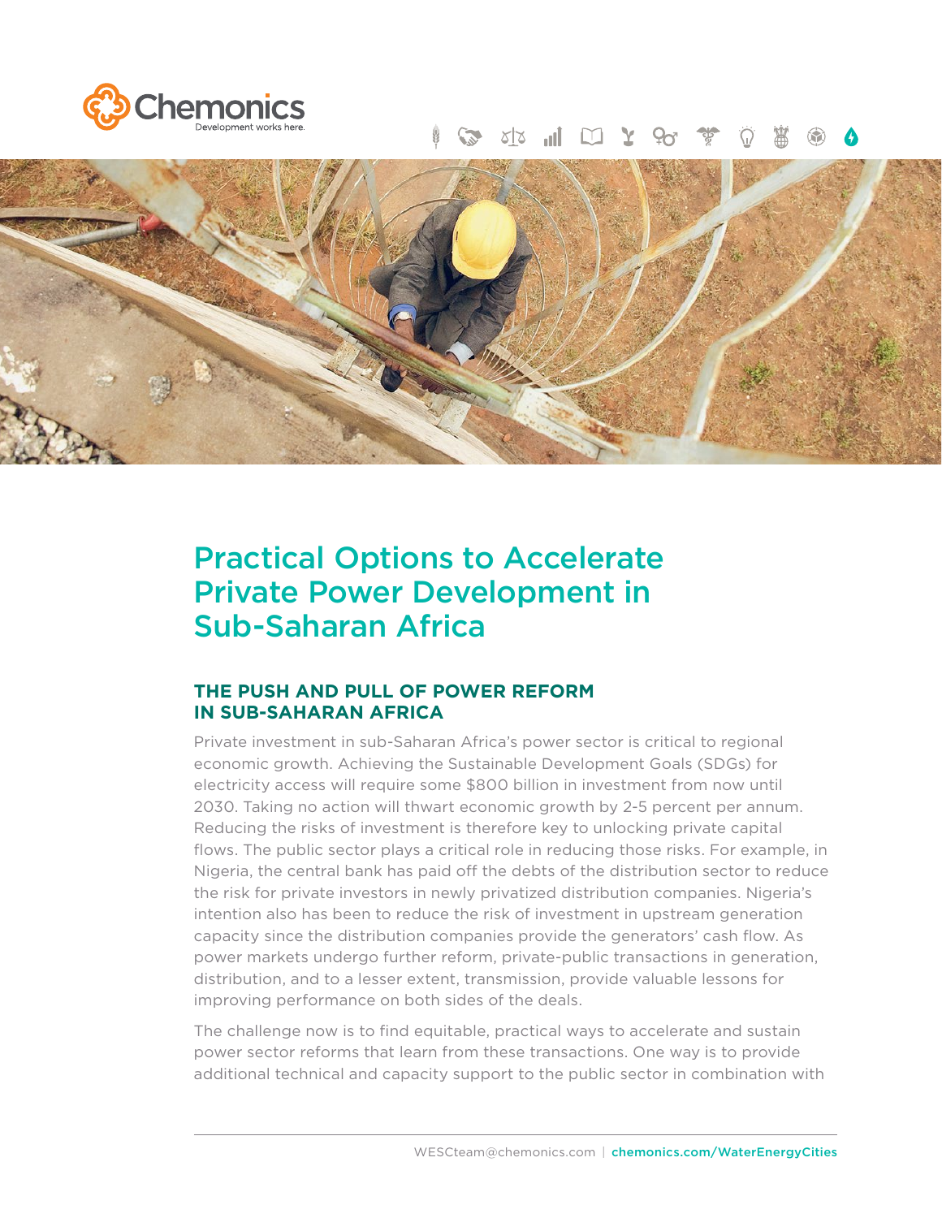# Practical Options to Accelerate Private Power Development in Sub-Saharan Africa

## THE PUSH AND PULL OF POWER REFORM IN SUB-SAHARAN AFRICA

Private investment in sub-Saharan Africa's power sector is critical to regional economic growth. Achieving the Sustainable Development Goals (SDGs) for electricity access will require some $800 billion in investment from now until 2030. Taking no action will thwart economic growth by 2-5 percent per annum. Reducing the risks of investment is therefore key to unlocking private capital flows. The public sector plays a critical role in reducing those risks. For example, in Nigeria, the central bank has paid off the debts of the distribution sector to reduce the risk for private investors in newly privatized distribution companies. Nigeria's intention also has been to reduce the risk of investment in upstream generation capacity since the distribution companies provide the generators' cash flow. As power markets undergo further reform, private-public transactions in generation, distribution, and to a lesser extent, transmission, provide valuable lessons for improving performance on both sides of the deals.

The challenge now is to find equitable, practical ways to accelerate and sustain power sector reforms that learn from these transactions. One way is to provide additional technical and capacity support to the public sector in combination with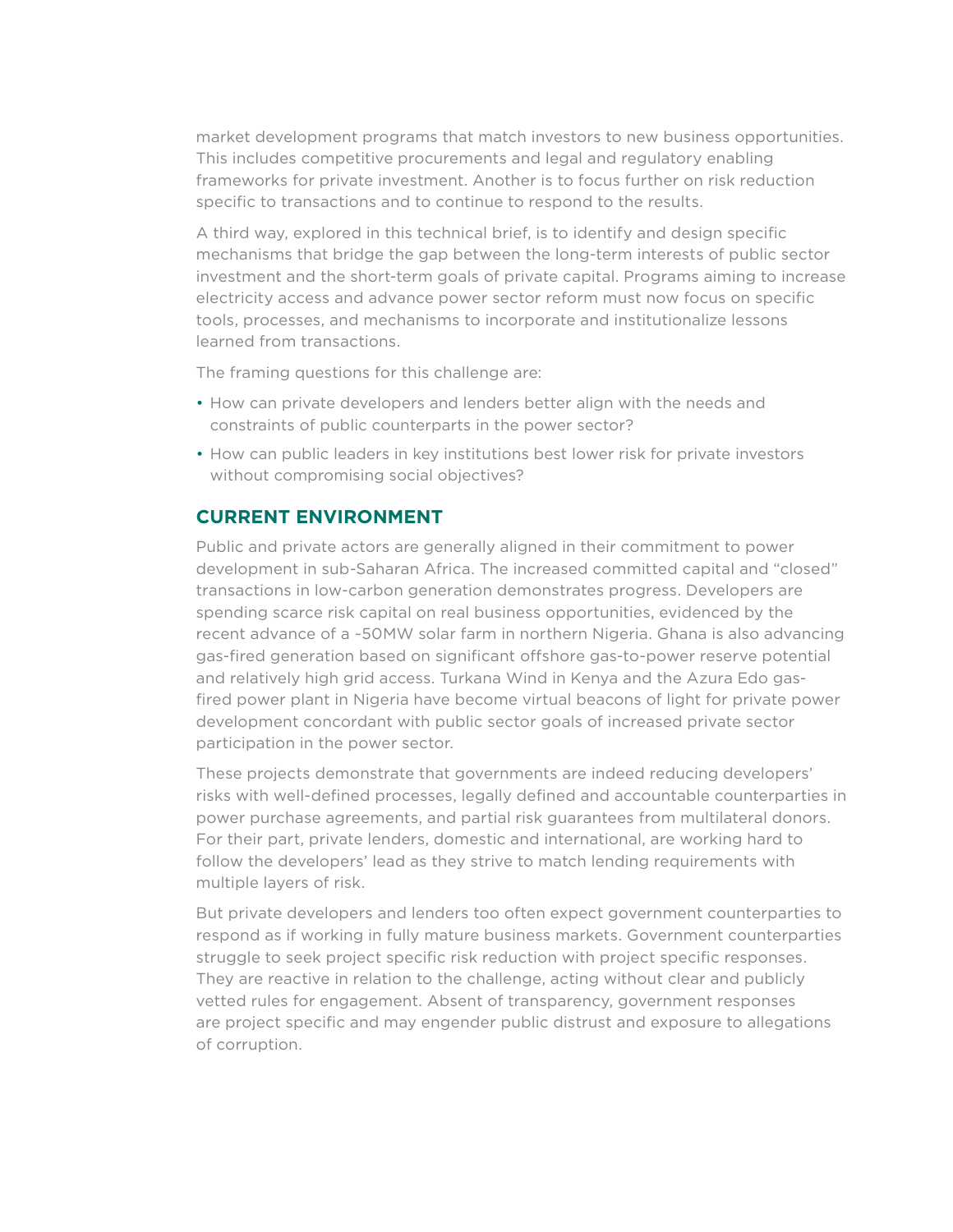market development programs that match investors to new business opportunities. This includes competitive procurements and legal and regulatory enabling frameworks for private investment. Another is to focus further on risk reduction specific to transactions and to continue to respond to the results.

A third way, explored in this technical brief, is to identify and design specific mechanisms that bridge the gap between the long-term interests of public sector investment and the short-term goals of private capital. Programs aiming to increase electricity access and advance power sector reform must now focus on specific tools, processes, and mechanisms to incorporate and institutionalize lessons learned from transactions.

The framing questions for this challenge are:

- How can private developers and lenders better align with the needs and constraints of public counterparts in the power sector?
- How can public leaders in key institutions best lower risk for private investors without compromising social objectives?

## CURRENT ENVIRONMENT

Public and private actors are generally aligned in their commitment to power development in sub-Saharan Africa. The increased committed capital and "closed" transactions in low-carbon generation demonstrates progress. Developers are spending scarce risk capital on real business opportunities, evidenced by the recent advance of a ~50MW solar farm in northern Nigeria. Ghana is also advancing gas-fired generation based on significant offshore gas-to-power reserve potential and relatively high grid access. Turkana Wind in Kenya and the Azura Edo gas-fired power plant in Nigeria have become virtual beacons of light for private power development concordant with public sector goals of increased private sector participation in the power sector.

These projects demonstrate that governments are indeed reducing developers' risks with well-defined processes, legally defined and accountable counterparties in power purchase agreements, and partial risk guarantees from multilateral donors. For their part, private lenders, domestic and international, are working hard to follow the developers' lead as they strive to match lending requirements with multiple layers of risk.

But private developers and lenders too often expect government counterparties to respond as if working in fully mature business markets. Government counterparties struggle to seek project specific risk reduction with project specific responses. They are reactive in relation to the challenge, acting without clear and publicly vetted rules for engagement. Absent of transparency, government responses are project specific and may engender public distrust and exposure to allegations of corruption.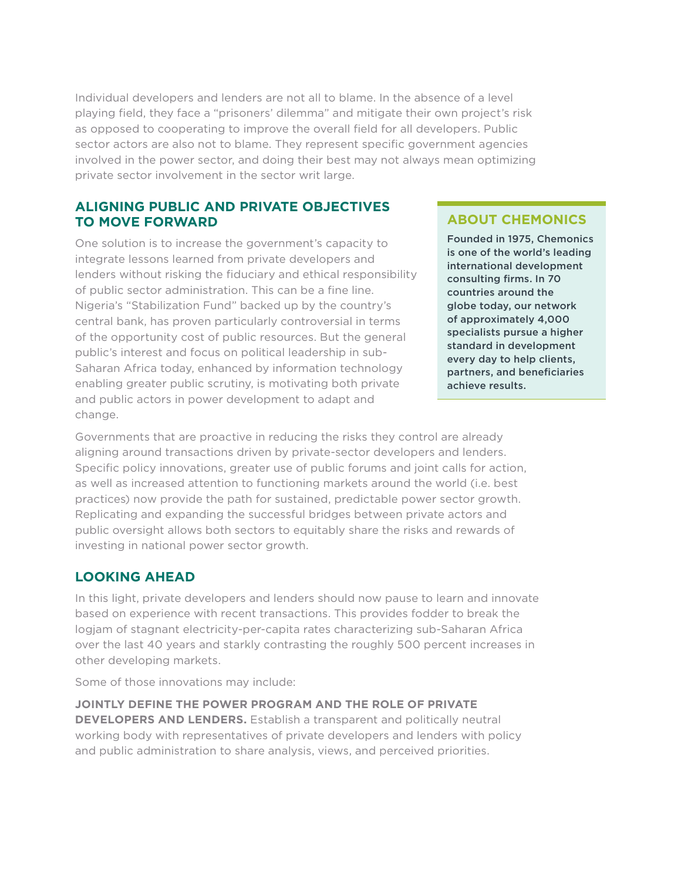Individual developers and lenders are not all to blame. In the absence of a level playing field, they face a "prisoners' dilemma" and mitigate their own project's risk as opposed to cooperating to improve the overall field for all developers. Public sector actors are also not to blame. They represent specific government agencies involved in the power sector, and doing their best may not always mean optimizing private sector involvement in the sector writ large.

## ALIGNING PUBLIC AND PRIVATE OBJECTIVES TO MOVE FORWARD

One solution is to increase the government's capacity to integrate lessons learned from private developers and lenders without risking the fiduciary and ethical responsibility of public sector administration. This can be a fine line. Nigeria's "Stabilization Fund" backed up by the country's central bank, has proven particularly controversial in terms of the opportunity cost of public resources. But the general public's interest and focus on political leadership in sub-Saharan Africa today, enhanced by information technology enabling greater public scrutiny, is motivating both private and public actors in power development to adapt and change.

Governments that are proactive in reducing the risks they control are already aligning around transactions driven by private-sector developers and lenders. Specific policy innovations, greater use of public forums and joint calls for action, as well as increased attention to functioning markets around the world (i.e. best practices) now provide the path for sustained, predictable power sector growth. Replicating and expanding the successful bridges between private actors and public oversight allows both sectors to equitably share the risks and rewards of investing in national power sector growth.

## LOOKING AHEAD

In this light, private developers and lenders should now pause to learn and innovate based on experience with recent transactions. This provides fodder to break the logjam of stagnant electricity-per-capita rates characterizing sub-Saharan Africa over the last 40 years and starkly contrasting the roughly 500 percent increases in other developing markets.

Some of those innovations may include:

**JOINTLY DEFINE THE POWER PROGRAM AND THE ROLE OF PRIVATE DEVELOPERS AND LENDERS.** Establish a transparent and politically neutral working body with representatives of private developers and lenders with policy and public administration to share analysis, views, and perceived priorities.

### ABOUT CHEMONICS

**Founded in 1975, Chemonics is one of the world's leading international development consulting firms. In 70 countries around the globe today, our network of approximately 4,000 specialists pursue a higher standard in development every day to help clients, partners, and beneficiaries achieve results.**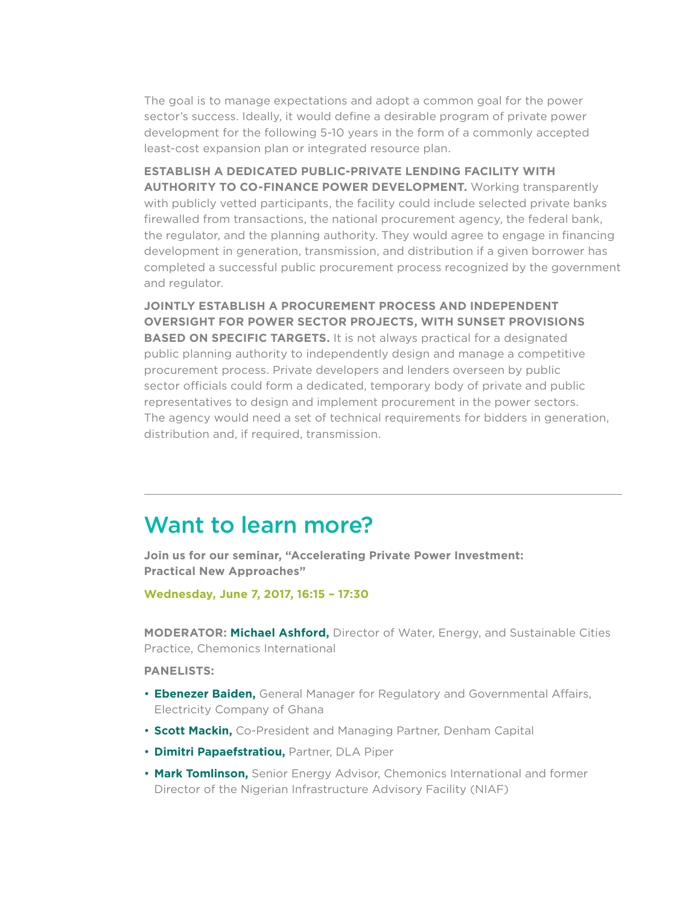The goal is to manage expectations and adopt a common goal for the power sector's success. Ideally, it would define a desirable program of private power development for the following 5-10 years in the form of a commonly accepted least-cost expansion plan or integrated resource plan.

**ESTABLISH A DEDICATED PUBLIC-PRIVATE LENDING FACILITY WITH AUTHORITY TO CO-FINANCE POWER DEVELOPMENT.** Working transparently with publicly vetted participants, the facility could include selected private banks firewalled from transactions, the national procurement agency, the federal bank, the regulator, and the planning authority. They would agree to engage in financing development in generation, transmission, and distribution if a given borrower has completed a successful public procurement process recognized by the government and regulator.

**JOINTLY ESTABLISH A PROCUREMENT PROCESS AND INDEPENDENT OVERSIGHT FOR POWER SECTOR PROJECTS, WITH SUNSET PROVISIONS BASED ON SPECIFIC TARGETS.** It is not always practical for a designated public planning authority to independently design and manage a competitive procurement process. Private developers and lenders overseen by public sector officials could form a dedicated, temporary body of private and public representatives to design and implement procurement in the power sectors. The agency would need a set of technical requirements for bidders in generation, distribution and, if required, transmission.

---

## Want to learn more?

**Join us for our seminar, "Accelerating Private Power Investment: Practical New Approaches"**

**Wednesday, June 7, 2017, 16:15 – 17:30**

**MODERATOR: Michael Ashford,** Director of Water, Energy, and Sustainable Cities Practice, Chemonics International

**PANELISTS:**

- **Ebenezer Baiden,** General Manager for Regulatory and Governmental Affairs, Electricity Company of Ghana
- **Scott Mackin,** Co-President and Managing Partner, Denham Capital
- **Dimitri Papaefstratiou,** Partner, DLA Piper
- **Mark Tomlinson,** Senior Energy Advisor, Chemonics International and former Director of the Nigerian Infrastructure Advisory Facility (NIAF)